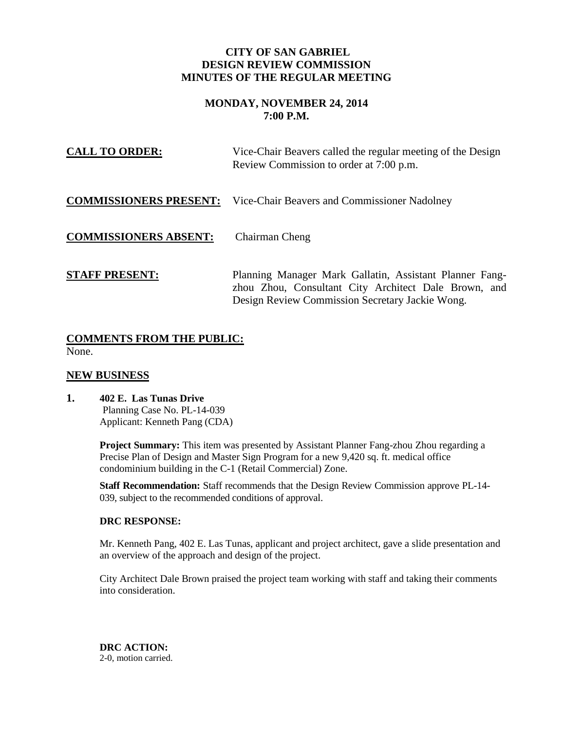**CITY OF SAN GABRIEL**
**DESIGN REVIEW COMMISSION**
**MINUTES OF THE REGULAR MEETING**

**MONDAY, NOVEMBER 24, 2014**
**7:00 P.M.**

**CALL TO ORDER:** Vice-Chair Beavers called the regular meeting of the Design Review Commission to order at 7:00 p.m.

**COMMISSIONERS PRESENT:** Vice-Chair Beavers and Commissioner Nadolney

**COMMISSIONERS ABSENT:** Chairman Cheng

**STAFF PRESENT:** Planning Manager Mark Gallatin, Assistant Planner Fang-zhou Zhou, Consultant City Architect Dale Brown, and Design Review Commission Secretary Jackie Wong.

## COMMENTS FROM THE PUBLIC:

None.

## NEW BUSINESS

**1. 402 E. Las Tunas Drive**
Planning Case No. PL-14-039
Applicant: Kenneth Pang (CDA)

**Project Summary:** This item was presented by Assistant Planner Fang-zhou Zhou regarding a Precise Plan of Design and Master Sign Program for a new 9,420 sq. ft. medical office condominium building in the C-1 (Retail Commercial) Zone.

**Staff Recommendation:** Staff recommends that the Design Review Commission approve PL-14-039, subject to the recommended conditions of approval.

**DRC RESPONSE:**

Mr. Kenneth Pang, 402 E. Las Tunas, applicant and project architect, gave a slide presentation and an overview of the approach and design of the project.

City Architect Dale Brown praised the project team working with staff and taking their comments into consideration.

**DRC ACTION:**
2-0, motion carried.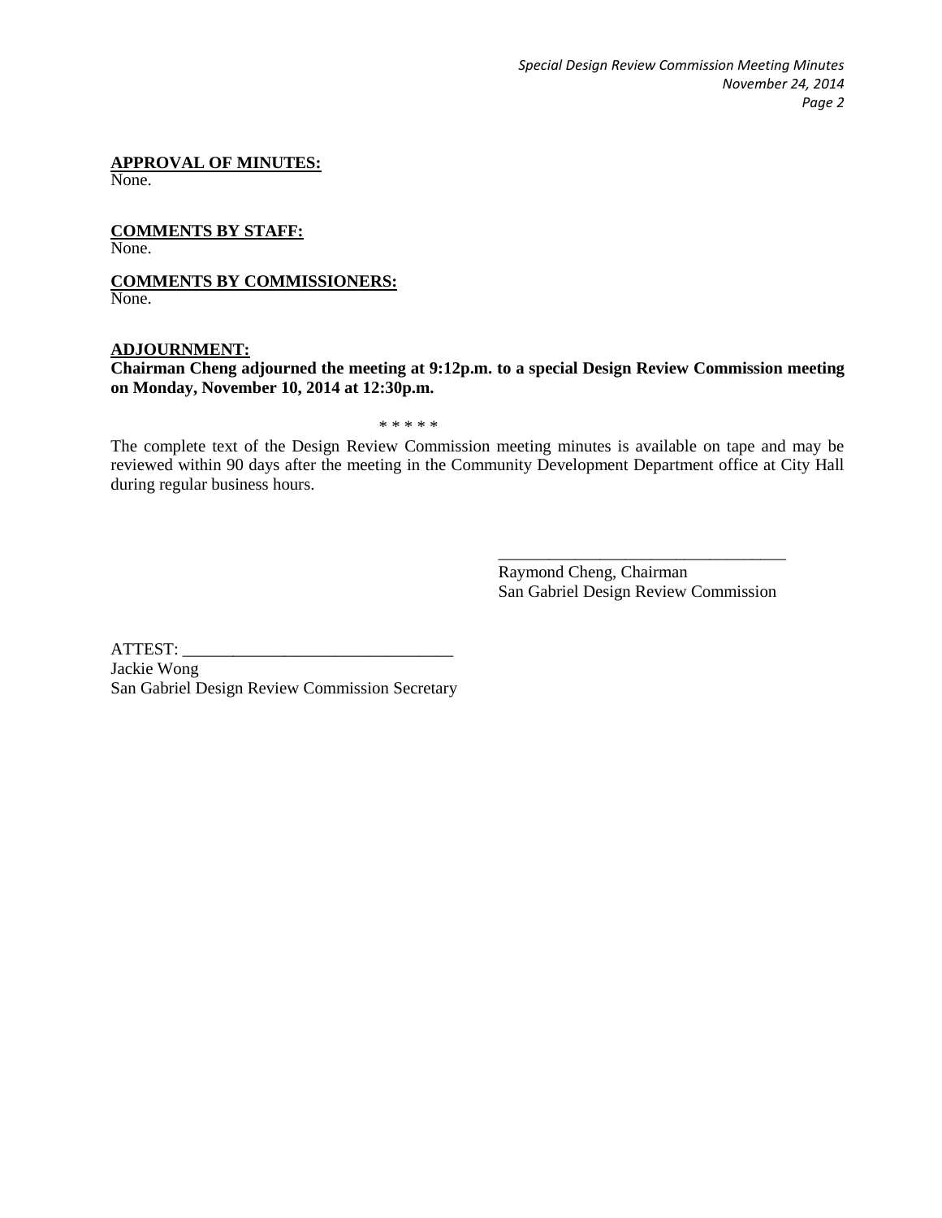**APPROVAL OF MINUTES:**
None.

**COMMENTS BY STAFF:**
None.

**COMMENTS BY COMMISSIONERS:**
None.

**ADJOURNMENT:**
**Chairman Cheng adjourned the meeting at 9:12p.m. to a special Design Review Commission meeting on Monday, November 10, 2014 at 12:30p.m.**

* * * * *

The complete text of the Design Review Commission meeting minutes is available on tape and may be reviewed within 90 days after the meeting in the Community Development Department office at City Hall during regular business hours.

___________________________________
Raymond Cheng, Chairman
San Gabriel Design Review Commission

ATTEST: ________________________________
Jackie Wong
San Gabriel Design Review Commission Secretary